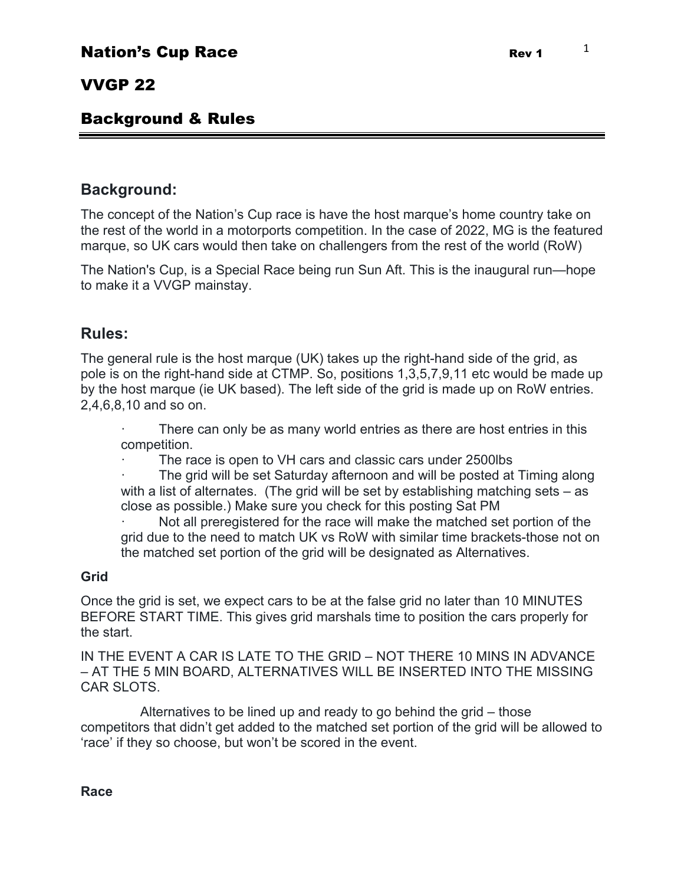# Nation's Cup Race

Rev 1

# VVGP 22

# Background & Rules

## Background:

The concept of the Nation's Cup race is have the host marque's home country take on the rest of the world in a motorports competition. In the case of 2022, MG is the featured marque, so UK cars would then take on challengers from the rest of the world (RoW)

The Nation's Cup, is a Special Race being run Sun Aft. This is the inaugural run—hope to make it a VVGP mainstay.

## Rules:

The general rule is the host marque (UK) takes up the right-hand side of the grid, as pole is on the right-hand side at CTMP. So, positions 1,3,5,7,9,11 etc would be made up by the host marque (ie UK based). The left side of the grid is made up on RoW entries. 2,4,6,8,10 and so on.

- There can only be as many world entries as there are host entries in this competition.
- The race is open to VH cars and classic cars under 2500lbs
- The grid will be set Saturday afternoon and will be posted at Timing along with a list of alternates. (The grid will be set by establishing matching sets – as close as possible.) Make sure you check for this posting Sat PM
- Not all preregistered for the race will make the matched set portion of the grid due to the need to match UK vs RoW with similar time brackets-those not on the matched set portion of the grid will be designated as Alternatives.

### Grid

Once the grid is set, we expect cars to be at the false grid no later than 10 MINUTES BEFORE START TIME. This gives grid marshals time to position the cars properly for the start.

IN THE EVENT A CAR IS LATE TO THE GRID – NOT THERE 10 MINS IN ADVANCE – AT THE 5 MIN BOARD, ALTERNATIVES WILL BE INSERTED INTO THE MISSING CAR SLOTS.

Alternatives to be lined up and ready to go behind the grid – those competitors that didn't get added to the matched set portion of the grid will be allowed to 'race' if they so choose, but won't be scored in the event.

### Race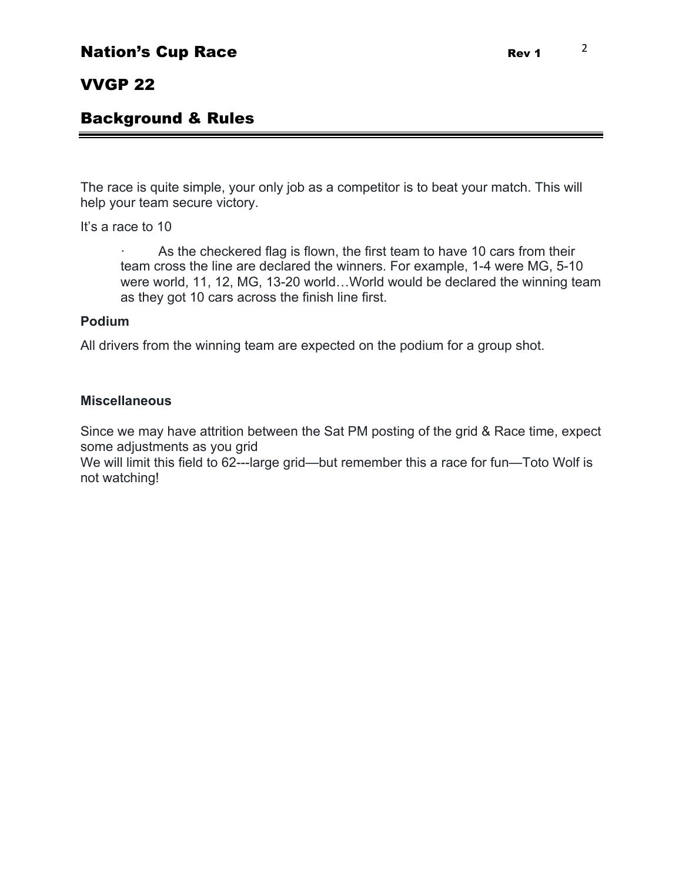## Nation's Cup Race

**Rev 1**

## VVGP 22

## Background & Rules

The race is quite simple, your only job as a competitor is to beat your match. This will help your team secure victory.

It's a race to 10

- As the checkered flag is flown, the first team to have 10 cars from their team cross the line are declared the winners. For example, 1-4 were MG, 5-10 were world, 11, 12, MG, 13-20 world…World would be declared the winning team as they got 10 cars across the finish line first.

**Podium**

All drivers from the winning team are expected on the podium for a group shot.

**Miscellaneous**

Since we may have attrition between the Sat PM posting of the grid & Race time, expect some adjustments as you grid
We will limit this field to 62---large grid—but remember this a race for fun—Toto Wolf is not watching!